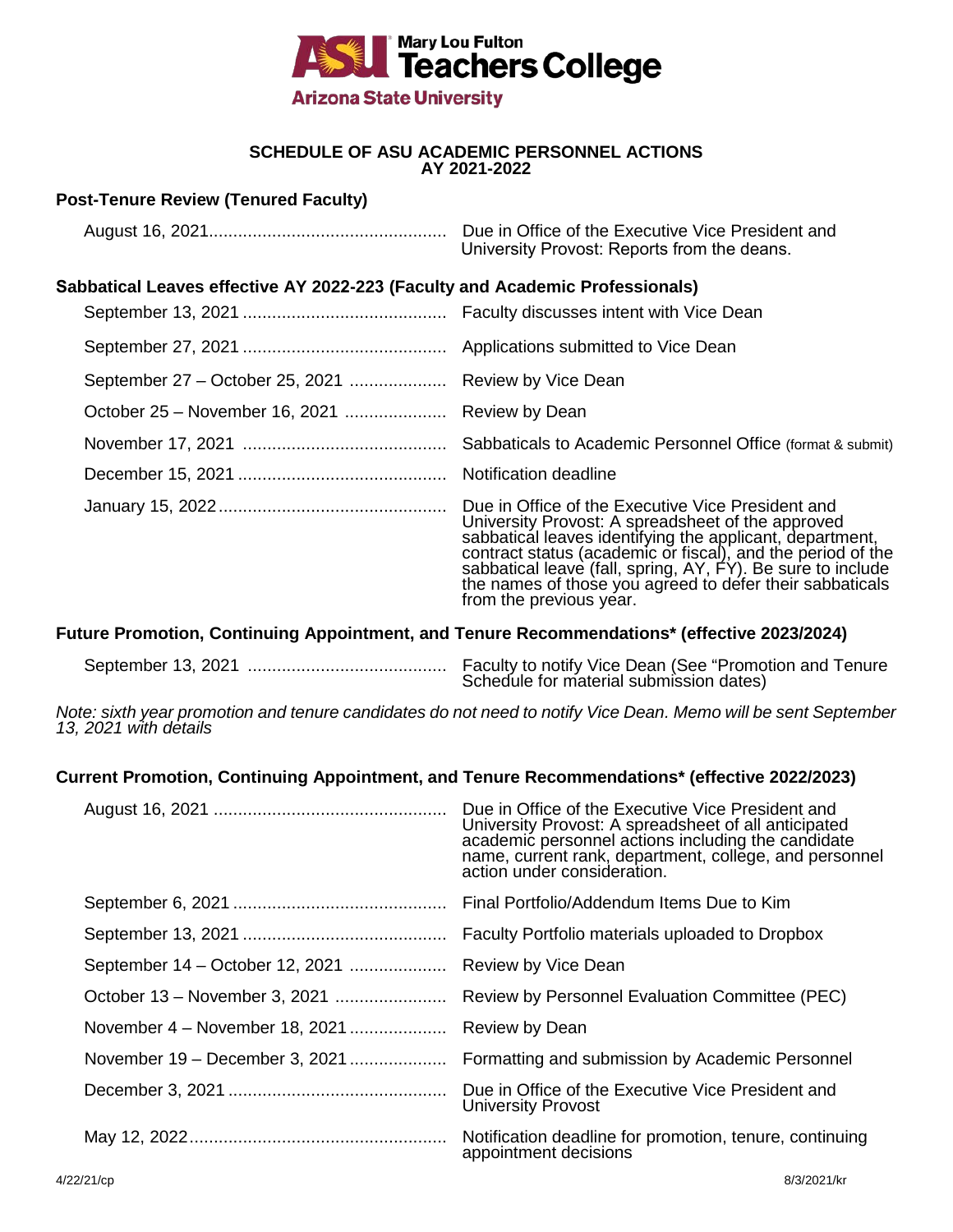Mary Lou Fulton Teachers College
Arizona State University

# SCHEDULE OF ASU ACADEMIC PERSONNEL ACTIONS
## AY 2021-2022

### Post-Tenure Review (Tenured Faculty)

| | |
|---|---|
| August 16, 2021 | Due in Office of the Executive Vice President and University Provost: Reports from the deans. |

### Sabbatical Leaves effective AY 2022-223 (Faculty and Academic Professionals)

| | |
|---|---|
| September 13, 2021 | Faculty discusses intent with Vice Dean |
| September 27, 2021 | Applications submitted to Vice Dean |
| September 27 – October 25, 2021 | Review by Vice Dean |
| October 25 – November 16, 2021 | Review by Dean |
| November 17, 2021 | Sabbaticals to Academic Personnel Office (format & submit) |
| December 15, 2021 | Notification deadline |
| January 15, 2022 | Due in Office of the Executive Vice President and University Provost: A spreadsheet of the approved sabbatical leaves identifying the applicant, department, contract status (academic or fiscal), and the period of the sabbatical leave (fall, spring, AY, FY). Be sure to include the names of those you agreed to defer their sabbaticals from the previous year. |

### Future Promotion, Continuing Appointment, and Tenure Recommendations* (effective 2023/2024)

| | |
|---|---|
| September 13, 2021 | Faculty to notify Vice Dean (See "Promotion and Tenure Schedule for material submission dates) |

*Note: sixth year promotion and tenure candidates do not need to notify Vice Dean. Memo will be sent September 13, 2021 with details*

### Current Promotion, Continuing Appointment, and Tenure Recommendations* (effective 2022/2023)

| | |
|---|---|
| August 16, 2021 | Due in Office of the Executive Vice President and University Provost: A spreadsheet of all anticipated academic personnel actions including the candidate name, current rank, department, college, and personnel action under consideration. |
| September 6, 2021 | Final Portfolio/Addendum Items Due to Kim |
| September 13, 2021 | Faculty Portfolio materials uploaded to Dropbox |
| September 14 – October 12, 2021 | Review by Vice Dean |
| October 13 – November 3, 2021 | Review by Personnel Evaluation Committee (PEC) |
| November 4 – November 18, 2021 | Review by Dean |
| November 19 – December 3, 2021 | Formatting and submission by Academic Personnel |
| December 3, 2021 | Due in Office of the Executive Vice President and University Provost |
| May 12, 2022 | Notification deadline for promotion, tenure, continuing appointment decisions |

4/22/21/cp 8/3/2021/kr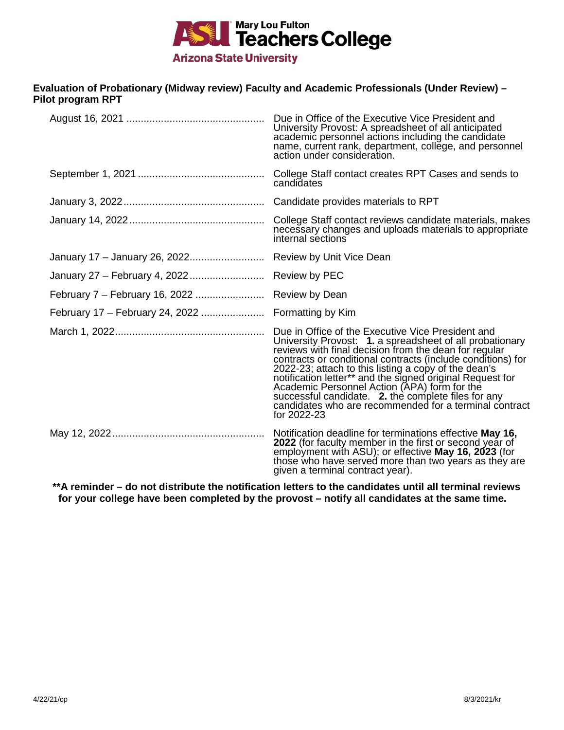Mary Lou Fulton Teachers College
Arizona State University

**Evaluation of Probationary (Midway review) Faculty and Academic Professionals (Under Review) – Pilot program RPT**

| | |
|---|---|
| August 16, 2021 | Due in Office of the Executive Vice President and University Provost: A spreadsheet of all anticipated academic personnel actions including the candidate name, current rank, department, college, and personnel action under consideration. |
| September 1, 2021 | College Staff contact creates RPT Cases and sends to candidates |
| January 3, 2022 | Candidate provides materials to RPT |
| January 14, 2022 | College Staff contact reviews candidate materials, makes necessary changes and uploads materials to appropriate internal sections |
| January 17 – January 26, 2022 | Review by Unit Vice Dean |
| January 27 – February 4, 2022 | Review by PEC |
| February 7 – February 16, 2022 | Review by Dean |
| February 17 – February 24, 2022 | Formatting by Kim |
| March 1, 2022 | Due in Office of the Executive Vice President and University Provost: **1.** a spreadsheet of all probationary reviews with final decision from the dean for regular contracts or conditional contracts (include conditions) for 2022-23; attach to this listing a copy of the dean's notification letter** and the signed original Request for Academic Personnel Action (APA) form for the successful candidate. **2.** the complete files for any candidates who are recommended for a terminal contract for 2022-23 |
| May 12, 2022 | Notification deadline for terminations effective **May 16, 2022** (for faculty member in the first or second year of employment with ASU); or effective **May 16, 2023** (for those who have served more than two years as they are given a terminal contract year). |

**\*\*A reminder – do not distribute the notification letters to the candidates until all terminal reviews for your college have been completed by the provost – notify all candidates at the same time.**

4/22/21/cp 8/3/2021/kr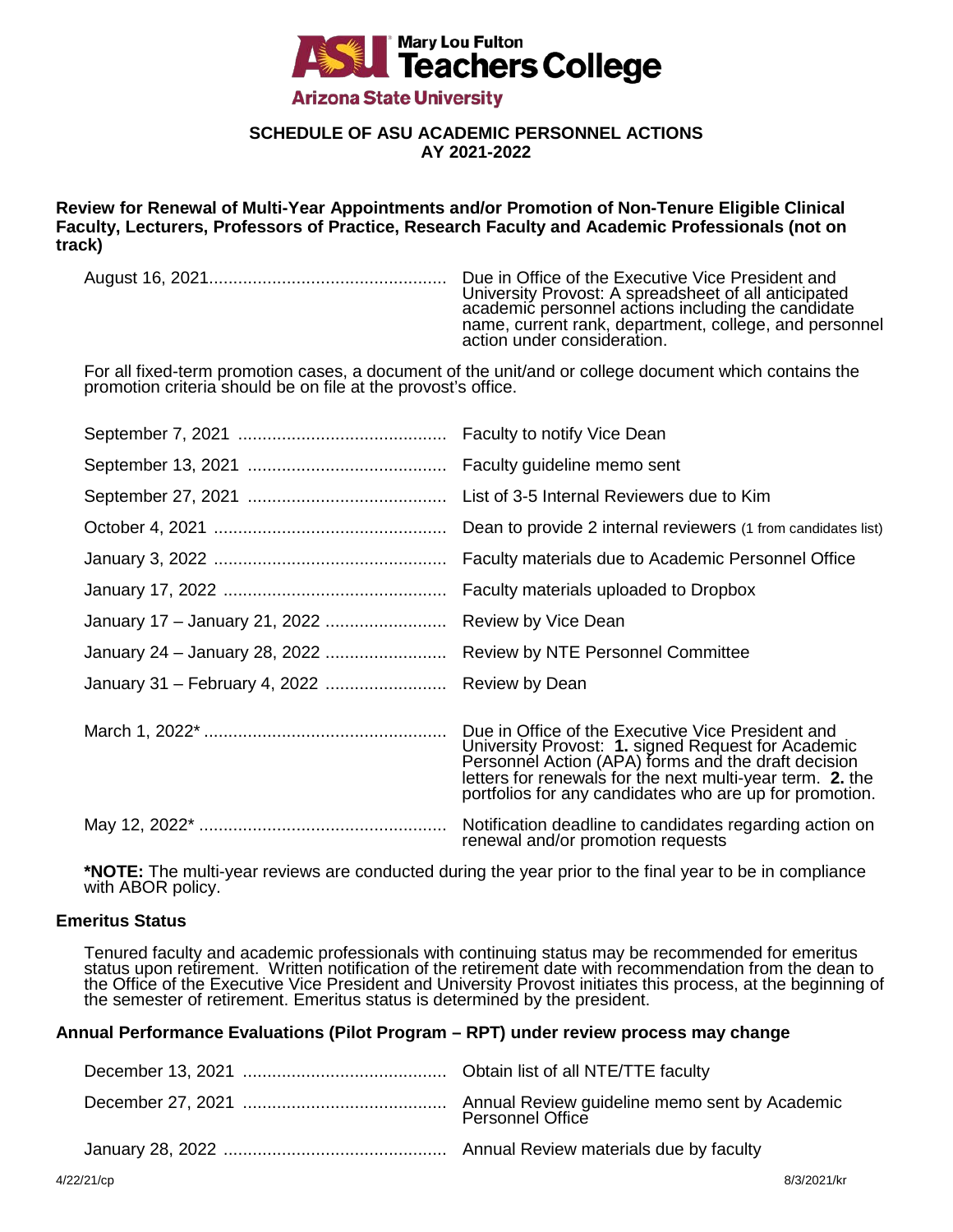Mary Lou Fulton Teachers College
Arizona State University

## SCHEDULE OF ASU ACADEMIC PERSONNEL ACTIONS
## AY 2021-2022

### Review for Renewal of Multi-Year Appointments and/or Promotion of Non-Tenure Eligible Clinical Faculty, Lecturers, Professors of Practice, Research Faculty and Academic Professionals (not on track)

August 16, 2021................................................ Due in Office of the Executive Vice President and University Provost: A spreadsheet of all anticipated academic personnel actions including the candidate name, current rank, department, college, and personnel action under consideration.

For all fixed-term promotion cases, a document of the unit/and or college document which contains the promotion criteria should be on file at the provost's office.

| Date | Action |
|---|---|
| September 7, 2021 | Faculty to notify Vice Dean |
| September 13, 2021 | Faculty guideline memo sent |
| September 27, 2021 | List of 3-5 Internal Reviewers due to Kim |
| October 4, 2021 | Dean to provide 2 internal reviewers (1 from candidates list) |
| January 3, 2022 | Faculty materials due to Academic Personnel Office |
| January 17, 2022 | Faculty materials uploaded to Dropbox |
| January 17 – January 21, 2022 | Review by Vice Dean |
| January 24 – January 28, 2022 | Review by NTE Personnel Committee |
| January 31 – February 4, 2022 | Review by Dean |
| March 1, 2022* | Due in Office of the Executive Vice President and University Provost: **1.** signed Request for Academic Personnel Action (APA) forms and the draft decision letters for renewals for the next multi-year term. **2.** the portfolios for any candidates who are up for promotion. |
| May 12, 2022* | Notification deadline to candidates regarding action on renewal and/or promotion requests |

**\*NOTE:** The multi-year reviews are conducted during the year prior to the final year to be in compliance with ABOR policy.

### Emeritus Status

Tenured faculty and academic professionals with continuing status may be recommended for emeritus status upon retirement. Written notification of the retirement date with recommendation from the dean to the Office of the Executive Vice President and University Provost initiates this process, at the beginning of the semester of retirement. Emeritus status is determined by the president.

### Annual Performance Evaluations (Pilot Program – RPT) under review process may change

| Date | Action |
|---|---|
| December 13, 2021 | Obtain list of all NTE/TTE faculty |
| December 27, 2021 | Annual Review guideline memo sent by Academic Personnel Office |
| January 28, 2022 | Annual Review materials due by faculty |

4/22/21/cp 8/3/2021/kr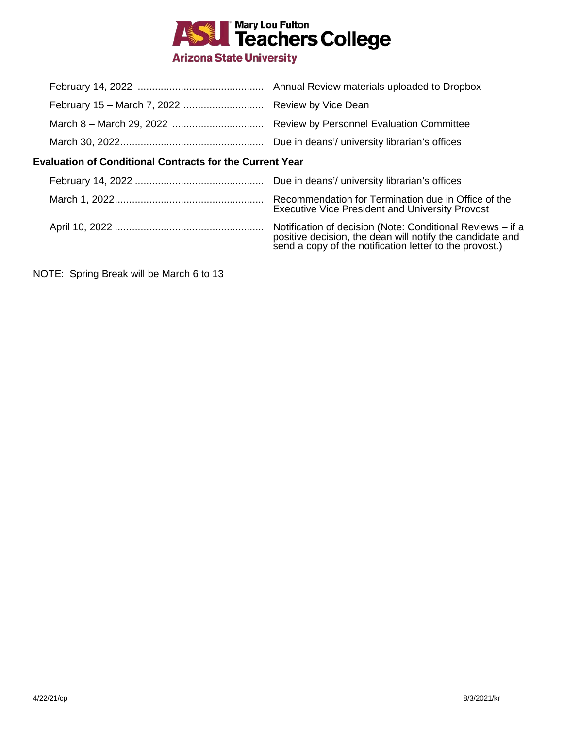Mary Lou Fulton Teachers College
Arizona State University

| | |
|---|---|
| February 14, 2022 | Annual Review materials uploaded to Dropbox |
| February 15 – March 7, 2022 | Review by Vice Dean |
| March 8 – March 29, 2022 | Review by Personnel Evaluation Committee |
| March 30, 2022 | Due in deans'/ university librarian's offices |

**Evaluation of Conditional Contracts for the Current Year**

| | |
|---|---|
| February 14, 2022 | Due in deans'/ university librarian's offices |
| March 1, 2022 | Recommendation for Termination due in Office of the Executive Vice President and University Provost |
| April 10, 2022 | Notification of decision (Note: Conditional Reviews – if a positive decision, the dean will notify the candidate and send a copy of the notification letter to the provost.) |

NOTE: Spring Break will be March 6 to 13

4/22/21/cp 8/3/2021/kr